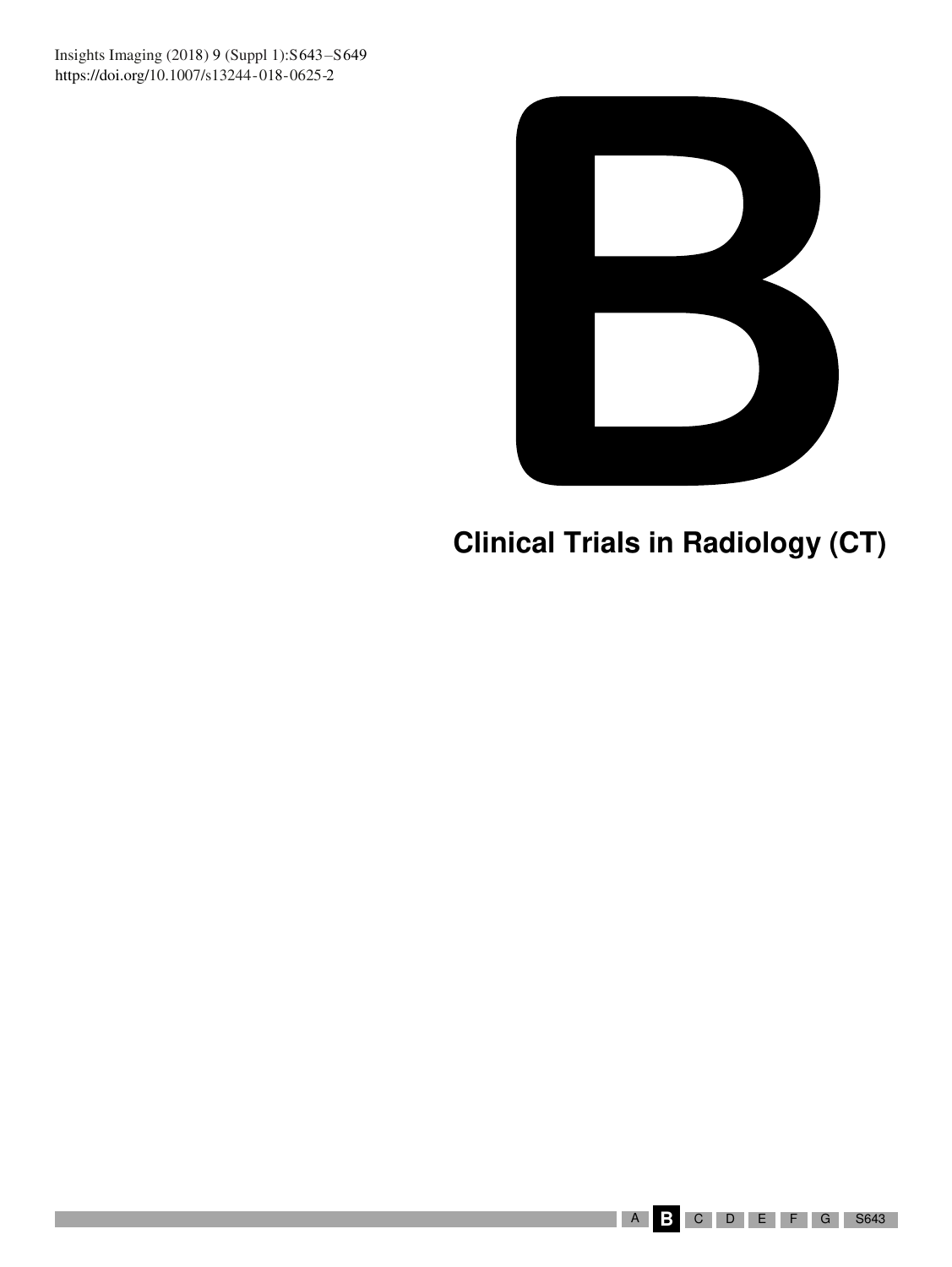# B

## Clinical Trials in Radiology (CT)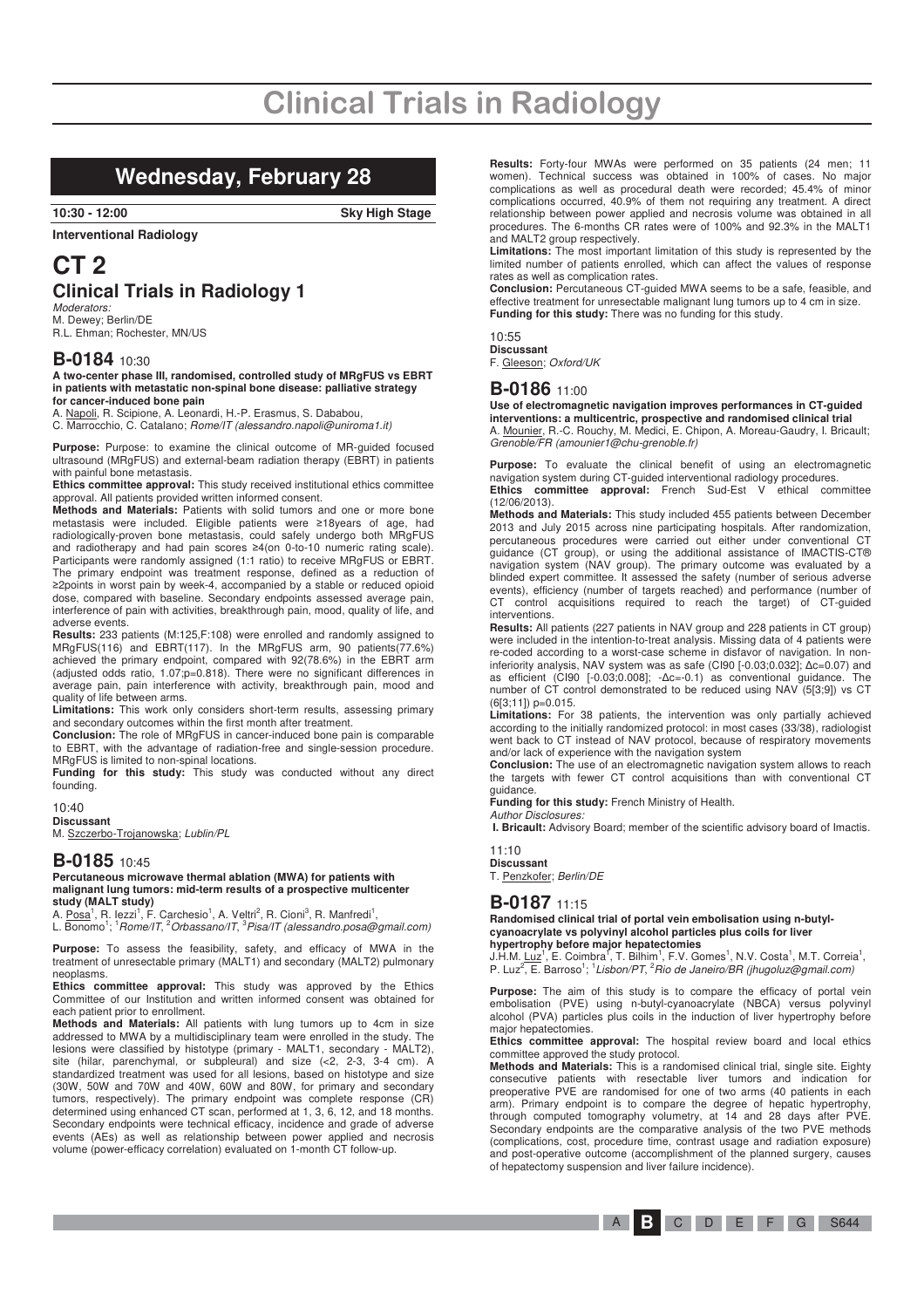# Clinical Trials in Radiology

## Wednesday, February 28

**10:30 - 12:00** **Sky High Stage**

**Interventional Radiology**

# CT 2
## Clinical Trials in Radiology 1

*Moderators:*
M. Dewey; Berlin/DE
R.L. Ehman; Rochester, MN/US

### B-0184 10:30

**A two-center phase III, randomised, controlled study of MRgFUS vs EBRT in patients with metastatic non-spinal bone disease: palliative strategy for cancer-induced bone pain**

A. Napoli, R. Scipione, A. Leonardi, H.-P. Erasmus, S. Dababou, C. Marrocchio, C. Catalano; *Rome/IT (alessandro.napoli@uniroma1.it)*

**Purpose:** Purpose: to examine the clinical outcome of MR-guided focused ultrasound (MRgFUS) and external-beam radiation therapy (EBRT) in patients with painful bone metastasis.

**Ethics committee approval:** This study received institutional ethics committee approval. All patients provided written informed consent.

**Methods and Materials:** Patients with solid tumors and one or more bone metastasis were included. Eligible patients were ≥18years of age, had radiologically-proven bone metastasis, could safely undergo both MRgFUS and radiotherapy and had pain scores ≥4(on 0-to-10 numeric rating scale). Participants were randomly assigned (1:1 ratio) to receive MRgFUS or EBRT. The primary endpoint was treatment response, defined as a reduction of ≥2points in worst pain by week-4, accompanied by a stable or reduced opioid dose, compared with baseline. Secondary endpoints assessed average pain, interference of pain with activities, breakthrough pain, mood, quality of life, and adverse events.

**Results:** 233 patients (M:125,F:108) were enrolled and randomly assigned to MRgFUS(116) and EBRT(117). In the MRgFUS arm, 90 patients(77.6%) achieved the primary endpoint, compared with 92(78.6%) in the EBRT arm (adjusted odds ratio, 1.07;p=0.818). There were no significant differences in average pain, pain interference with activity, breakthrough pain, mood and quality of life between arms.

**Limitations:** This work only considers short-term results, assessing primary and secondary outcomes within the first month after treatment.

**Conclusion:** The role of MRgFUS in cancer-induced bone pain is comparable to EBRT, with the advantage of radiation-free and single-session procedure. MRgFUS is limited to non-spinal locations.

**Funding for this study:** This study was conducted without any direct founding.

10:40
**Discussant**
M. Szczerbo-Trojanowska; *Lublin/PL*

### B-0185 10:45

**Percutaneous microwave thermal ablation (MWA) for patients with malignant lung tumors: mid-term results of a prospective multicenter study (MALT study)**

A. Posa[1], R. Iezzi[1], F. Carchesio[1], A. Veltri[2], R. Cioni[3], R. Manfredi[1], L. Bonomo[1]; [1]*Rome/IT*, [2]*Orbassano/IT*, [3]*Pisa/IT (alessandro.posa@gmail.com)*

**Purpose:** To assess the feasibility, safety, and efficacy of MWA in the treatment of unresectable primary (MALT1) and secondary (MALT2) pulmonary neoplasms.

**Ethics committee approval:** This study was approved by the Ethics Committee of our Institution and written informed consent was obtained for each patient prior to enrollment.

**Methods and Materials:** All patients with lung tumors up to 4cm in size addressed to MWA by a multidisciplinary team were enrolled in the study. The lesions were classified by histotype (primary - MALT1, secondary - MALT2), site (hilar, parenchymal, or subpleural) and size (<2, 2-3, 3-4 cm). A standardized treatment was used for all lesions, based on histotype and size (30W, 50W and 70W and 40W, 60W and 80W, for primary and secondary tumors, respectively). The primary endpoint was complete response (CR) determined using enhanced CT scan, performed at 1, 3, 6, 12, and 18 months. Secondary endpoints were technical efficacy, incidence and grade of adverse events (AEs) as well as relationship between power applied and necrosis volume (power-efficacy correlation) evaluated on 1-month CT follow-up.

**Results:** Forty-four MWAs were performed on 35 patients (24 men; 11 women). Technical success was obtained in 100% of cases. No major complications as well as procedural death were recorded; 45.4% of minor complications occurred, 40.9% of them not requiring any treatment. A direct relationship between power applied and necrosis volume was obtained in all procedures. The 6-months CR rates were of 100% and 92.3% in the MALT1 and MALT2 group respectively.

**Limitations:** The most important limitation of this study is represented by the limited number of patients enrolled, which can affect the values of response rates as well as complication rates.

**Conclusion:** Percutaneous CT-guided MWA seems to be a safe, feasible, and effective treatment for unresectable malignant lung tumors up to 4 cm in size.

**Funding for this study:** There was no funding for this study.

10:55
**Discussant**
F. Gleeson; *Oxford/UK*

### B-0186 11:00

**Use of electromagnetic navigation improves performances in CT-guided interventions: a multicentric, prospective and randomised clinical trial**

A. Mounier, R.-C. Rouchy, M. Medici, E. Chipon, A. Moreau-Gaudry, I. Bricault; *Grenoble/FR (amounier1@chu-grenoble.fr)*

**Purpose:** To evaluate the clinical benefit of using an electromagnetic navigation system during CT-guided interventional radiology procedures.

**Ethics committee approval:** French Sud-Est V ethical committee (12/06/2013).

**Methods and Materials:** This study included 455 patients between December 2013 and July 2015 across nine participating hospitals. After randomization, percutaneous procedures were carried out either under conventional CT guidance (CT group), or using the additional assistance of IMACTIS-CT® navigation system (NAV group). The primary outcome was evaluated by a blinded expert committee. It assessed the safety (number of serious adverse events), efficiency (number of targets reached) and performance (number of CT control acquisitions required to reach the target) of CT-guided interventions.

**Results:** All patients (227 patients in NAV group and 228 patients in CT group) were included in the intention-to-treat analysis. Missing data of 4 patients were re-coded according to a worst-case scheme in disfavor of navigation. In non-inferiority analysis, NAV system was as safe (CI90 [-0.03;0.032]; Δc=0.07) and as efficient (CI90 [-0.03;0.008]; -Δc=-0.1) as conventional guidance. The number of CT control demonstrated to be reduced using NAV (5[3;9]) vs CT (6[3;11]) p=0.015.

**Limitations:** For 38 patients, the intervention was only partially achieved according to the initially randomized protocol: in most cases (33/38), radiologist went back to CT instead of NAV protocol, because of respiratory movements and/or lack of experience with the navigation system

**Conclusion:** The use of an electromagnetic navigation system allows to reach the targets with fewer CT control acquisitions than with conventional CT guidance.

**Funding for this study:** French Ministry of Health.

*Author Disclosures:*
**I. Bricault:** Advisory Board; member of the scientific advisory board of Imactis.

11:10
**Discussant**
T. Penzkofer; *Berlin/DE*

### B-0187 11:15

**Randomised clinical trial of portal vein embolisation using n-butyl-cyanoacrylate vs polyvinyl alcohol particles plus coils for liver hypertrophy before major hepatectomies**

J.H.M. Luz[1], E. Coimbra[1], T. Bilhim[1], F.V. Gomes[1], N.V. Costa[1], M.T. Correia[1], P. Luz[2], E. Barroso[1]; [1]*Lisbon/PT*, [2]*Rio de Janeiro/BR (jhugoluz@gmail.com)*

**Purpose:** The aim of this study is to compare the efficacy of portal vein embolisation (PVE) using n-butyl-cyanoacrylate (NBCA) versus polyvinyl alcohol (PVA) particles plus coils in the induction of liver hypertrophy before major hepatectomies.

**Ethics committee approval:** The hospital review board and local ethics committee approved the study protocol.

**Methods and Materials:** This is a randomised clinical trial, single site. Eighty consecutive patients with resectable liver tumors and indication for preoperative PVE are randomised for one of two arms (40 patients in each arm). Primary endpoint is to compare the degree of hepatic hypertrophy, through computed tomography volumetry, at 14 and 28 days after PVE. Secondary endpoints are the comparative analysis of the two PVE methods (complications, cost, procedure time, contrast usage and radiation exposure) and post-operative outcome (accomplishment of the planned surgery, causes of hepatectomy suspension and liver failure incidence).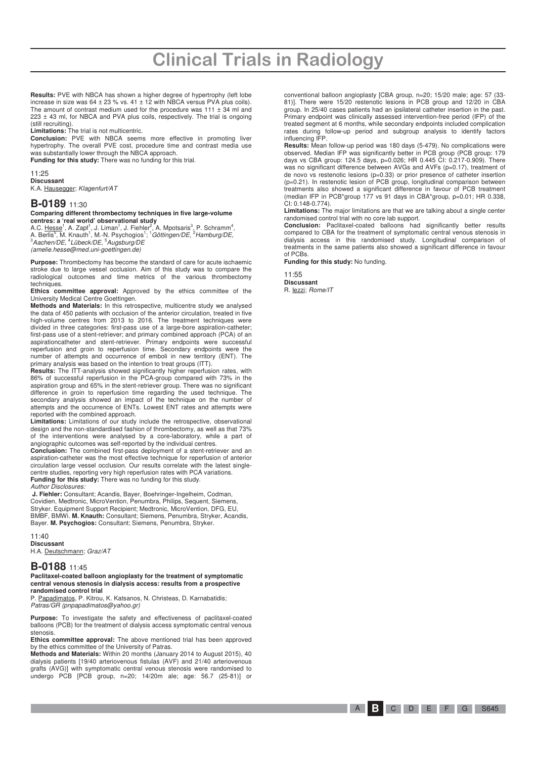**Results:** PVE with NBCA has shown a higher degree of hypertrophy (left lobe increase in size was 64 ± 23 % vs. 41 ± 12 with NBCA versus PVA plus coils). The amount of contrast medium used for the procedure was 111 ± 34 ml and 223 ± 43 ml, for NBCA and PVA plus coils, respectively. The trial is ongoing (still recruiting).

**Limitations:** The trial is not multicentric.

**Conclusion:** PVE with NBCA seems more effective in promoting liver hypertrophy. The overall PVE cost, procedure time and contrast media use was substantially lower through the NBCA approach.

**Funding for this study:** There was no funding for this trial.

11:25

**Discussant**

K.A. Hausegger; *Klagenfurt/AT*

## B-0189 11:30

**Comparing different thrombectomy techniques in five large-volume centres: a 'real world' observational study**

A.C. Hesse[1], A. Zapf[1], J. Liman[1], J. Fiehler[2], A. Mpotsaris[3], P. Schramm[4], A. Berlis[5], M. Knauth[1], M.-N. Psychogios[1]; [1]*Göttingen/DE*, [2]*Hamburg/DE*, [3]*Aachen/DE*, [4]*Lübeck/DE*, [5]*Augsburg/DE*

*(amelie.hesse@med.uni-goettingen.de)*

**Purpose:** Thrombectomy has become the standard of care for acute ischaemic stroke due to large vessel occlusion. Aim of this study was to compare the radiological outcomes and time metrics of the various thrombectomy techniques.

**Ethics committee approval:** Approved by the ethics committee of the University Medical Centre Goettingen.

**Methods and Materials:** In this retrospective, multicentre study we analysed the data of 450 patients with occlusion of the anterior circulation, treated in five high-volume centres from 2013 to 2016. The treatment techniques were divided in three categories: first-pass use of a large-bore aspiration-catheter; first-pass use of a stent-retriever; and primary combined approach (PCA) of an aspirationcatheter and stent-retriever. Primary endpoints were successful reperfusion and groin to reperfusion time. Secondary endpoints were the number of attempts and occurrence of emboli in new territory (ENT). The primary analysis was based on the intention to treat groups (ITT).

**Results:** The ITT-analysis showed significantly higher reperfusion rates, with 86% of successful reperfusion in the PCA-group compared with 73% in the aspiration group and 65% in the stent-retriever group. There was no significant difference in groin to reperfusion time regarding the used technique. The secondary analysis showed an impact of the technique on the number of attempts and the occurrence of ENTs. Lowest ENT rates and attempts were reported with the combined approach.

**Limitations:** Limitations of our study include the retrospective, observational design and the non-standardised fashion of thrombectomy, as well as that 73% of the interventions were analysed by a core-laboratory, while a part of angiographic outcomes was self-reported by the individual centres.

**Conclusion:** The combined first-pass deployment of a stent-retriever and an aspiration-catheter was the most effective technique for reperfusion of anterior circulation large vessel occlusion. Our results correlate with the latest single-centre studies, reporting very high reperfusion rates with PCA variations.

**Funding for this study:** There was no funding for this study.

*Author Disclosures:*

**J. Fiehler:** Consultant; Acandis, Bayer, Boehringer-Ingelheim, Codman, Covidien, Medtronic, MicroVention, Penumbra, Philips, Sequent, Siemens, Stryker. Equipment Support Recipient; Medtronic, MicroVention, DFG, EU, BMBF, BMWi. **M. Knauth:** Consultant; Siemens, Penumbra, Stryker, Acandis, Bayer. **M. Psychogios:** Consultant; Siemens, Penumbra, Stryker.

11:40

**Discussant**

H.A. Deutschmann; *Graz/AT*

## B-0188 11:45

**Paclitaxel-coated balloon angioplasty for the treatment of symptomatic central venous stenosis in dialysis access: results from a prospective randomised control trial**

P. Papadimatos, P. Kitrou, K. Katsanos, N. Christeas, D. Karnabatidis; *Patras/GR (pnpapadimatos@yahoo.gr)*

**Purpose:** To investigate the safety and effectiveness of paclitaxel-coated balloons (PCB) for the treatment of dialysis access symptomatic central venous stenosis.

**Ethics committee approval:** The above mentioned trial has been approved by the ethics committee of the University of Patras.

**Methods and Materials:** Within 20 months (January 2014 to August 2015), 40 dialysis patients [19/40 arteriovenous fistulas (AVF) and 21/40 arteriovenous grafts (AVG)] with symptomatic central venous stenosis were randomised to undergo PCB [PCB group, n=20; 14/20m ale; age: 56.7 (25-81)] or conventional balloon angioplasty [CBA group, n=20; 15/20 male; age: 57 (33-81)]. There were 15/20 restenotic lesions in PCB group and 12/20 in CBA group. In 25/40 cases patients had an ipsilateral catheter insertion in the past. Primary endpoint was clinically assessed intervention-free period (IFP) of the treated segment at 6 months, while secondary endpoints included complication rates during follow-up period and subgroup analysis to identify factors influencing IFP.

**Results:** Mean follow-up period was 180 days (5-479). No complications were observed. Median IFP was significantly better in PCB group (PCB group: 179 days vs CBA group: 124.5 days, p=0.026; HR 0.445 CI: 0.217-0.909). There was no significant difference between AVGs and AVFs (p=0.17), treatment of de novo vs restenotic lesions (p=0.33) or prior presence of catheter insertion (p=0.21). In restenotic lesion of PCB group, longitudinal comparison between treatments also showed a significant difference in favour of PCB treatment (median IFP in PCB*group 177 vs 91 days in CBA*group, p=0.01; HR 0.338, CI: 0.148-0.774).

**Limitations:** The major limitations are that we are talking about a single center randomised control trial with no core lab support.

**Conclusion:** Paclitaxel-coated balloons had significantly better results compared to CBA for the treatment of symptomatic central venous stenosis in dialysis access in this randomised study. Longitudinal comparison of treatments in the same patients also showed a significant difference in favour of PCBs.

**Funding for this study:** No funding.

11:55

**Discussant**

R. Iezzi; *Rome/IT*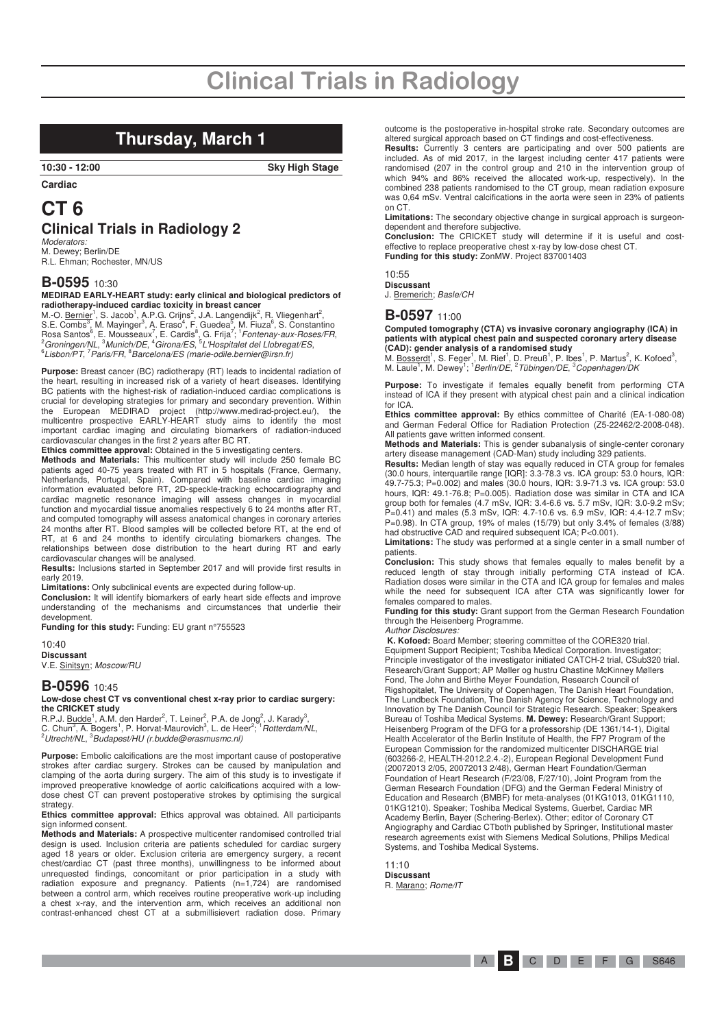# Clinical Trials in Radiology

## Thursday, March 1

**10:30 - 12:00** **Sky High Stage**

**Cardiac**

# CT 6

## Clinical Trials in Radiology 2

*Moderators:*
M. Dewey; Berlin/DE
R.L. Ehman; Rochester, MN/US

### B-0595 10:30

**MEDIRAD EARLY-HEART study: early clinical and biological predictors of radiotherapy-induced cardiac toxicity in breast cancer**

M.-O. Bernier[1], S. Jacob[1], A.P.G. Crijns[2], J.A. Langendijk[2], R. Vliegenhart[2], S.E. Combs[3], M. Mayinger[3], A. Eraso[4], F. Guedea[5], M. Fiuza[6], S. Constantino Rosa Santos[6], E. Mousseaux[7], E. Cardis[8], G. Frija[7]; [1]*Fontenay-aux-Roses/FR*, [2]*Groningen/NL*, [3]*Munich/DE*, [4]*Girona/ES*, [5]*L'Hospitalet del Llobregat/ES*, [6]*Lisbon/PT*, [7]*Paris/FR*, [8]*Barcelona/ES (marie-odile.bernier@irsn.fr)*

**Purpose:** Breast cancer (BC) radiotherapy (RT) leads to incidental radiation of the heart, resulting in increased risk of a variety of heart diseases. Identifying BC patients with the highest-risk of radiation-induced cardiac complications is crucial for developing strategies for primary and secondary prevention. Within the European MEDIRAD project (http://www.medirad-project.eu/), the multicentre prospective EARLY-HEART study aims to identify the most important cardiac imaging and circulating biomarkers of radiation-induced cardiovascular changes in the first 2 years after BC RT.

**Ethics committee approval:** Obtained in the 5 investigating centers.

**Methods and Materials:** This multicenter study will include 250 female BC patients aged 40-75 years treated with RT in 5 hospitals (France, Germany, Netherlands, Portugal, Spain). Compared with baseline cardiac imaging information evaluated before RT, 2D-speckle-tracking echocardiography and cardiac magnetic resonance imaging will assess changes in myocardial function and myocardial tissue anomalies respectively 6 to 24 months after RT, and computed tomography will assess anatomical changes in coronary arteries 24 months after RT. Blood samples will be collected before RT, at the end of RT, at 6 and 24 months to identify circulating biomarkers changes. The relationships between dose distribution to the heart during RT and early cardiovascular changes will be analysed.

**Results:** Inclusions started in September 2017 and will provide first results in early 2019.

**Limitations:** Only subclinical events are expected during follow-up.

**Conclusion:** It will identify biomarkers of early heart side effects and improve understanding of the mechanisms and circumstances that underlie their development.

**Funding for this study:** Funding: EU grant n°755523

10:40
**Discussant**
V.E. Sinitsyn; *Moscow/RU*

### B-0596 10:45

**Low-dose chest CT vs conventional chest x-ray prior to cardiac surgery: the CRICKET study**

R.P.J. Budde[1], A.M. den Harder[2], T. Leiner[2], P.A. de Jong[2], J. Karady[3], C. Chun[3], A. Bogers[1], P. Horvat-Maurovich[3], L. de Heer[2]; [1]*Rotterdam/NL*, [2]*Utrecht/NL*, [3]*Budapest/HU (r.budde@erasmusmc.nl)*

**Purpose:** Embolic calcifications are the most important cause of postoperative strokes after cardiac surgery. Strokes can be caused by manipulation and clamping of the aorta during surgery. The aim of this study is to investigate if improved preoperative knowledge of aortic calcifications acquired with a low-dose chest CT can prevent postoperative strokes by optimising the surgical strategy.

**Ethics committee approval:** Ethics approval was obtained. All participants sign informed consent.

**Methods and Materials:** A prospective multicenter randomised controlled trial design is used. Inclusion criteria are patients scheduled for cardiac surgery aged 18 years or older. Exclusion criteria are emergency surgery, a recent chest/cardiac CT (past three months), unwillingness to be informed about unrequested findings, concomitant or prior participation in a study with radiation exposure and pregnancy. Patients (n=1,724) are randomised between a control arm, which receives routine preoperative work-up including a chest x-ray, and the intervention arm, which receives an additional non contrast-enhanced chest CT at a submillisievert radiation dose. Primary outcome is the postoperative in-hospital stroke rate. Secondary outcomes are altered surgical approach based on CT findings and cost-effectiveness.

**Results:** Currently 3 centers are participating and over 500 patients are included. As of mid 2017, in the largest including center 417 patients were randomised (207 in the control group and 210 in the intervention group of which 94% and 86% received the allocated work-up, respectively). In the combined 238 patients randomised to the CT group, mean radiation exposure was 0,64 mSv. Ventral calcifications in the aorta were seen in 23% of patients on CT.

**Limitations:** The secondary objective change in surgical approach is surgeon-dependent and therefore subjective.

**Conclusion:** The CRICKET study will determine if it is useful and cost-effective to replace preoperative chest x-ray by low-dose chest CT.

**Funding for this study:** ZonMW. Project 837001403

10:55
**Discussant**
J. Bremerich; *Basle/CH*

### B-0597 11:00

**Computed tomography (CTA) vs invasive coronary angiography (ICA) in patients with atypical chest pain and suspected coronary artery disease (CAD): gender analysis of a randomised study**

M. Bosserdt[1], S. Feger[1], M. Rief[1], D. Preuß[1], P. Ibes[1], P. Martus[2], K. Kofoed[3], M. Laule[1], M. Dewey[1]; [1]*Berlin/DE*, [2]*Tübingen/DE*, [3]*Copenhagen/DK*

**Purpose:** To investigate if females equally benefit from performing CTA instead of ICA if they present with atypical chest pain and a clinical indication for ICA.

**Ethics committee approval:** By ethics committee of Charité (EA-1-080-08) and German Federal Office for Radiation Protection (Z5-22462/2-2008-048). All patients gave written informed consent.

**Methods and Materials:** This is gender subanalysis of single-center coronary artery disease management (CAD-Man) study including 329 patients.

**Results:** Median length of stay was equally reduced in CTA group for females (30.0 hours, interquartile range [IQR]: 3.3-78.3 vs. ICA group: 53.0 hours, IQR: 49.7-75.3; P=0.002) and males (30.0 hours, IQR: 3.9-71.3 vs. ICA group: 53.0 hours, IQR: 49.1-76.8; P=0.005). Radiation dose was similar in CTA and ICA group both for females (4.7 mSv, IQR: 3.4-6.6 vs. 5.7 mSv, IQR: 3.0-9.2 mSv; P=0.41) and males (5.3 mSv, IQR: 4.7-10.6 vs. 6.9 mSv, IQR: 4.4-12.7 mSv; P=0.98). In CTA group, 19% of males (15/79) but only 3.4% of females (3/88) had obstructive CAD and required subsequent ICA; P<0.001).

**Limitations:** The study was performed at a single center in a small number of patients.

**Conclusion:** This study shows that females equally to males benefit by a reduced length of stay through initially performing CTA instead of ICA. Radiation doses were similar in the CTA and ICA group for females and males while the need for subsequent ICA after CTA was significantly lower for females compared to males.

**Funding for this study:** Grant support from the German Research Foundation through the Heisenberg Programme.

*Author Disclosures:*

**K. Kofoed:** Board Member; steering committee of the CORE320 trial. Equipment Support Recipient; Toshiba Medical Corporation. Investigator; Principle investigator of the investigator initiated CATCH-2 trial, CSub320 trial. Research/Grant Support; AP Møller og hustru Chastine McKinney Møllers Fond, The John and Birthe Meyer Foundation, Research Council of Rigshospitalet, The University of Copenhagen, The Danish Heart Foundation, The Lundbeck Foundation, The Danish Agency for Science, Technology and Innovation by The Danish Council for Strategic Research. Speaker; Speakers Bureau of Toshiba Medical Systems. **M. Dewey:** Research/Grant Support; Heisenberg Program of the DFG for a professorship (DE 1361/14-1), Digital Health Accelerator of the Berlin Institute of Health, the FP7 Program of the European Commission for the randomized multicenter DISCHARGE trial (603266-2, HEALTH-2012.2.4.-2), European Regional Development Fund (20072013 2/05, 20072013 2/48), German Heart Foundation/German Foundation of Heart Research (F/23/08, F/27/10), Joint Program from the German Research Foundation (DFG) and the German Federal Ministry of Education and Research (BMBF) for meta-analyses (01KG1013, 01KG1110, 01KG1210). Speaker; Toshiba Medical Systems, Guerbet, Cardiac MR Academy Berlin, Bayer (Schering-Berlex). Other; editor of Coronary CT Angiography and Cardiac CTboth published by Springer, Institutional master research agreements exist with Siemens Medical Solutions, Philips Medical Systems, and Toshiba Medical Systems.

11:10
**Discussant**
R. Marano; *Rome/IT*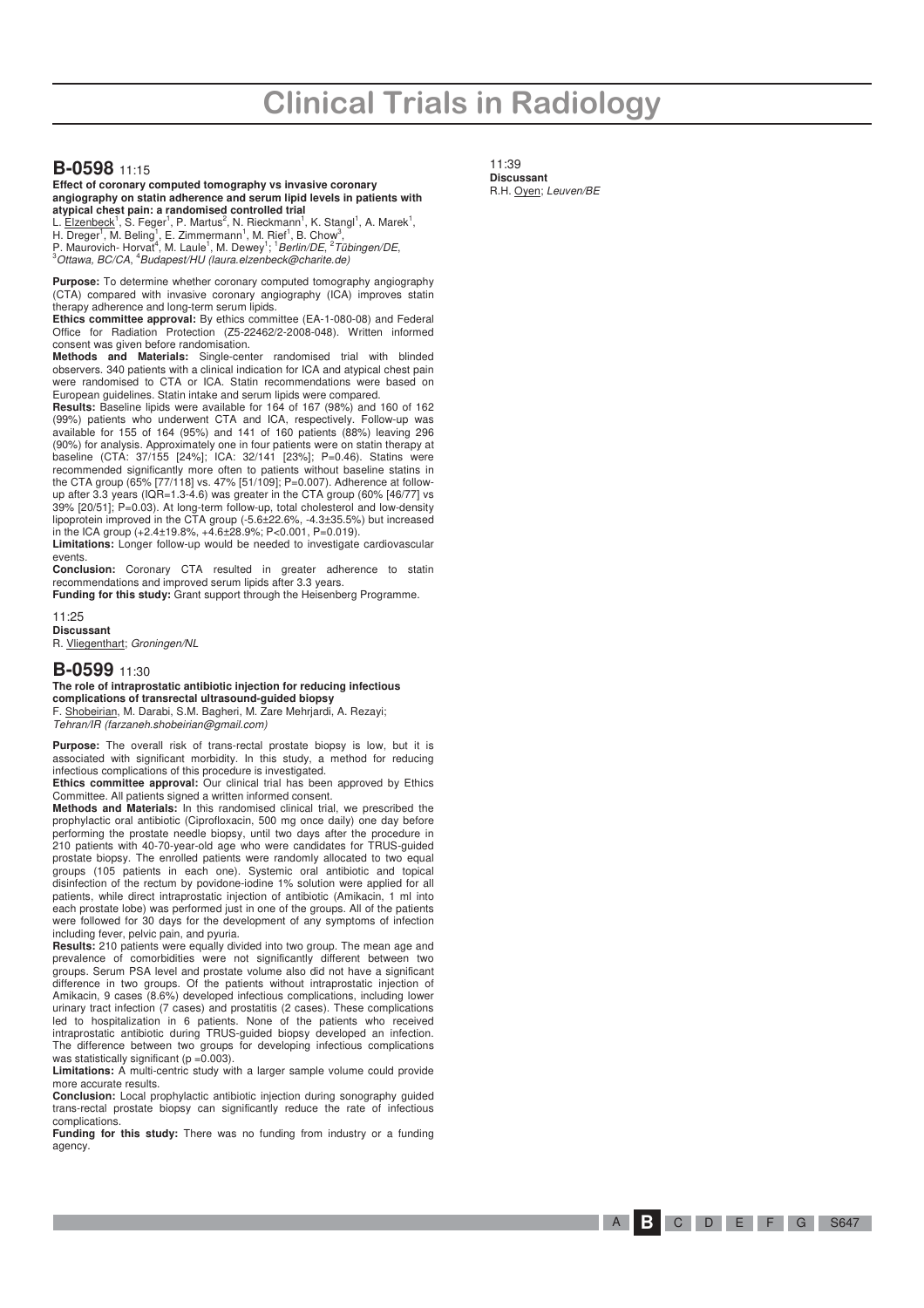# Clinical Trials in Radiology

## B-0598 11:15

**Effect of coronary computed tomography vs invasive coronary angiography on statin adherence and serum lipid levels in patients with atypical chest pain: a randomised controlled trial**

L. Elzenbeck[1], S. Feger[1], P. Martus[2], N. Rieckmann[1], K. Stangl[1], A. Marek[1], H. Dreger[1], M. Beling[1], E. Zimmermann[1], M. Rief[1], B. Chow[3], P. Maurovich- Horvat[4], M. Laule[1], M. Dewey[1]; [1]*Berlin/DE*, [2]*Tübingen/DE*, [3]*Ottawa, BC/CA*, [4]*Budapest/HU (laura.elzenbeck@charite.de)*

**Purpose:** To determine whether coronary computed tomography angiography (CTA) compared with invasive coronary angiography (ICA) improves statin therapy adherence and long-term serum lipids.

**Ethics committee approval:** By ethics committee (EA-1-080-08) and Federal Office for Radiation Protection (Z5-22462/2-2008-048). Written informed consent was given before randomisation.

**Methods and Materials:** Single-center randomised trial with blinded observers. 340 patients with a clinical indication for ICA and atypical chest pain were randomised to CTA or ICA. Statin recommendations were based on European guidelines. Statin intake and serum lipids were compared.

**Results:** Baseline lipids were available for 164 of 167 (98%) and 160 of 162 (99%) patients who underwent CTA and ICA, respectively. Follow-up was available for 155 of 164 (95%) and 141 of 160 patients (88%) leaving 296 (90%) for analysis. Approximately one in four patients were on statin therapy at baseline (CTA: 37/155 [24%]; ICA: 32/141 [23%]; P=0.46). Statins were recommended significantly more often to patients without baseline statins in the CTA group (65% [77/118] vs. 47% [51/109]; P=0.007). Adherence at follow-up after 3.3 years (IQR=1.3-4.6) was greater in the CTA group (60% [46/77] vs 39% [20/51]; P=0.03). At long-term follow-up, total cholesterol and low-density lipoprotein improved in the CTA group (-5.6±22.6%, -4.3±35.5%) but increased in the ICA group (+2.4±19.8%, +4.6±28.9%; P<0.001, P=0.019).

**Limitations:** Longer follow-up would be needed to investigate cardiovascular events.

**Conclusion:** Coronary CTA resulted in greater adherence to statin recommendations and improved serum lipids after 3.3 years.

**Funding for this study:** Grant support through the Heisenberg Programme.

11:25
**Discussant**
R. Vliegenthart; *Groningen/NL*

## B-0599 11:30

**The role of intraprostatic antibiotic injection for reducing infectious complications of transrectal ultrasound-guided biopsy**

F. Shobeirian, M. Darabi, S.M. Bagheri, M. Zare Mehrjardi, A. Rezayi; *Tehran/IR (farzaneh.shobeirian@gmail.com)*

**Purpose:** The overall risk of trans-rectal prostate biopsy is low, but it is associated with significant morbidity. In this study, a method for reducing infectious complications of this procedure is investigated.

**Ethics committee approval:** Our clinical trial has been approved by Ethics Committee. All patients signed a written informed consent.

**Methods and Materials:** In this randomised clinical trial, we prescribed the prophylactic oral antibiotic (Ciprofloxacin, 500 mg once daily) one day before performing the prostate needle biopsy, until two days after the procedure in 210 patients with 40-70-year-old age who were candidates for TRUS-guided prostate biopsy. The enrolled patients were randomly allocated to two equal groups (105 patients in each one). Systemic oral antibiotic and topical disinfection of the rectum by povidone-iodine 1% solution were applied for all patients, while direct intraprostatic injection of antibiotic (Amikacin, 1 ml into each prostate lobe) was performed just in one of the groups. All of the patients were followed for 30 days for the development of any symptoms of infection including fever, pelvic pain, and pyuria.

**Results:** 210 patients were equally divided into two group. The mean age and prevalence of comorbidities were not significantly different between two groups. Serum PSA level and prostate volume also did not have a significant difference in two groups. Of the patients without intraprostatic injection of Amikacin, 9 cases (8.6%) developed infectious complications, including lower urinary tract infection (7 cases) and prostatitis (2 cases). These complications led to hospitalization in 6 patients. None of the patients who received intraprostatic antibiotic during TRUS-guided biopsy developed an infection. The difference between two groups for developing infectious complications was statistically significant (p =0.003).

**Limitations:** A multi-centric study with a larger sample volume could provide more accurate results.

**Conclusion:** Local prophylactic antibiotic injection during sonography guided trans-rectal prostate biopsy can significantly reduce the rate of infectious complications.

**Funding for this study:** There was no funding from industry or a funding agency.

11:39
**Discussant**
R.H. Oyen; *Leuven/BE*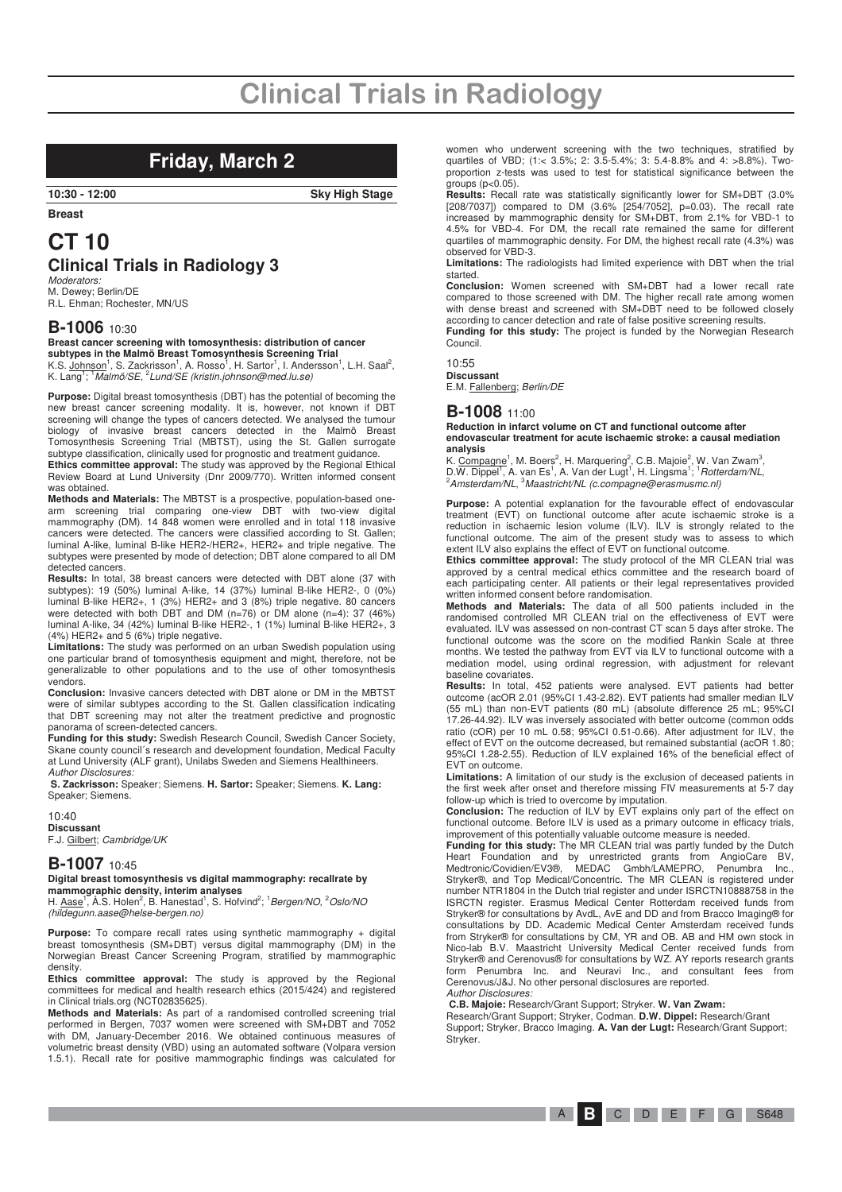# Clinical Trials in Radiology

## Friday, March 2

**10:30 - 12:00** **Sky High Stage**

**Breast**

# CT 10

## Clinical Trials in Radiology 3

*Moderators:*
M. Dewey; Berlin/DE
R.L. Ehman; Rochester, MN/US

### B-1006 10:30

**Breast cancer screening with tomosynthesis: distribution of cancer subtypes in the Malmö Breast Tomosynthesis Screening Trial**
K.S. Johnson[1], S. Zackrisson[1], A. Rosso[1], H. Sartor[1], I. Andersson[1], L.H. Saal[2], K. Lang[1]; [1]*Malmö/SE*, [2]*Lund/SE (kristin.johnson@med.lu.se)*

**Purpose:** Digital breast tomosynthesis (DBT) has the potential of becoming the new breast cancer screening modality. It is, however, not known if DBT screening will change the types of cancers detected. We analysed the tumour biology of invasive breast cancers detected in the Malmö Breast Tomosynthesis Screening Trial (MBTST), using the St. Gallen surrogate subtype classification, clinically used for prognostic and treatment guidance.
**Ethics committee approval:** The study was approved by the Regional Ethical Review Board at Lund University (Dnr 2009/770). Written informed consent was obtained.
**Methods and Materials:** The MBTST is a prospective, population-based one-arm screening trial comparing one-view DBT with two-view digital mammography (DM). 14 848 women were enrolled and in total 118 invasive cancers were detected. The cancers were classified according to St. Gallen; luminal A-like, luminal B-like HER2-/HER2+, HER2+ and triple negative. The subtypes were presented by mode of detection; DBT alone compared to all DM detected cancers.
**Results:** In total, 38 breast cancers were detected with DBT alone (37 with subtypes): 19 (50%) luminal A-like, 14 (37%) luminal B-like HER2-, 0 (0%) luminal B-like HER2+, 1 (3%) HER2+ and 3 (8%) triple negative. 80 cancers were detected with both DBT and DM (n=76) or DM alone (n=4): 37 (46%) luminal A-like, 34 (42%) luminal B-like HER2-, 1 (1%) luminal B-like HER2+, 3 (4%) HER2+ and 5 (6%) triple negative.
**Limitations:** The study was performed on an urban Swedish population using one particular brand of tomosynthesis equipment and might, therefore, not be generalizable to other populations and to the use of other tomosynthesis vendors.
**Conclusion:** Invasive cancers detected with DBT alone or DM in the MBTST were of similar subtypes according to the St. Gallen classification indicating that DBT screening may not alter the treatment predictive and prognostic panorama of screen-detected cancers.
**Funding for this study:** Swedish Research Council, Swedish Cancer Society, Skane county council´s research and development foundation, Medical Faculty at Lund University (ALF grant), Unilabs Sweden and Siemens Healthineers.
*Author Disclosures:*
**S. Zackrisson:** Speaker; Siemens. **H. Sartor:** Speaker; Siemens. **K. Lang:** Speaker; Siemens.

10:40
**Discussant**
F.J. Gilbert; *Cambridge/UK*

### B-1007 10:45

**Digital breast tomosynthesis vs digital mammography: recallrate by mammographic density, interim analyses**
H. Aase[1], Å.S. Holen[2], B. Hanestad[1], S. Hofvind[2]; [1]*Bergen/NO*, [2]*Oslo/NO (hildegunn.aase@helse-bergen.no)*

**Purpose:** To compare recall rates using synthetic mammography + digital breast tomosynthesis (SM+DBT) versus digital mammography (DM) in the Norwegian Breast Cancer Screening Program, stratified by mammographic density.
**Ethics committee approval:** The study is approved by the Regional committees for medical and health research ethics (2015/424) and registered in Clinical trials.org (NCT02835625).
**Methods and Materials:** As part of a randomised controlled screening trial performed in Bergen, 7037 women were screened with SM+DBT and 7052 with DM, January-December 2016. We obtained continuous measures of volumetric breast density (VBD) using an automated software (Volpara version 1.5.1). Recall rate for positive mammographic findings was calculated for women who underwent screening with the two techniques, stratified by quartiles of VBD; (1:< 3.5%; 2: 3.5-5.4%; 3: 5.4-8.8% and 4: >8.8%). Two-proportion z-tests was used to test for statistical significance between the groups ($p<0.05$).
**Results:** Recall rate was statistically significantly lower for SM+DBT (3.0% [208/7037]) compared to DM (3.6% [254/7052], p=0.03). The recall rate increased by mammographic density for SM+DBT, from 2.1% for VBD-1 to 4.5% for VBD-4. For DM, the recall rate remained the same for different quartiles of mammographic density. For DM, the highest recall rate (4.3%) was observed for VBD-3.
**Limitations:** The radiologists had limited experience with DBT when the trial started.
**Conclusion:** Women screened with SM+DBT had a lower recall rate compared to those screened with DM. The higher recall rate among women with dense breast and screened with SM+DBT need to be followed closely according to cancer detection and rate of false positive screening results.
**Funding for this study:** The project is funded by the Norwegian Research Council.

10:55
**Discussant**
E.M. Fallenberg; *Berlin/DE*

### B-1008 11:00

**Reduction in infarct volume on CT and functional outcome after endovascular treatment for acute ischaemic stroke: a causal mediation analysis**
K. Compagne[1], M. Boers[2], H. Marquering[2], C.B. Majoie[2], W. Van Zwam[3], D.W. Dippel[1], A. van Es[1], A. Van der Lugt[1], H. Lingsma[1]; [1]*Rotterdam/NL*, [2]*Amsterdam/NL*, [3]*Maastricht/NL (c.compagne@erasmusmc.nl)*

**Purpose:** A potential explanation for the favourable effect of endovascular treatment (EVT) on functional outcome after acute ischaemic stroke is a reduction in ischaemic lesion volume (ILV). ILV is strongly related to the functional outcome. The aim of the present study was to assess to which extent ILV also explains the effect of EVT on functional outcome.
**Ethics committee approval:** The study protocol of the MR CLEAN trial was approved by a central medical ethics committee and the research board of each participating center. All patients or their legal representatives provided written informed consent before randomisation.
**Methods and Materials:** The data of all 500 patients included in the randomised controlled MR CLEAN trial on the effectiveness of EVT were evaluated. ILV was assessed on non-contrast CT scan 5 days after stroke. The functional outcome was the score on the modified Rankin Scale at three months. We tested the pathway from EVT via ILV to functional outcome with a mediation model, using ordinal regression, with adjustment for relevant baseline covariates.
**Results:** In total, 452 patients were analysed. EVT patients had better outcome (acOR 2.01 (95%CI 1.43-2.82). EVT patients had smaller median ILV (55 mL) than non-EVT patients (80 mL) (absolute difference 25 mL; 95%CI 17.26-44.92). ILV was inversely associated with better outcome (common odds ratio (cOR) per 10 mL 0.58; 95%CI 0.51-0.66). After adjustment for ILV, the effect of EVT on the outcome decreased, but remained substantial (acOR 1.80; 95%CI 1.28-2.55). Reduction of ILV explained 16% of the beneficial effect of EVT on outcome.
**Limitations:** A limitation of our study is the exclusion of deceased patients in the first week after onset and therefore missing FIV measurements at 5-7 day follow-up which is tried to overcome by imputation.
**Conclusion:** The reduction of ILV by EVT explains only part of the effect on functional outcome. Before ILV is used as a primary outcome in efficacy trials, improvement of this potentially valuable outcome measure is needed.
**Funding for this study:** The MR CLEAN trial was partly funded by the Dutch Heart Foundation and by unrestricted grants from AngioCare BV, Medtronic/Covidien/EV3®, MEDAC Gmbh/LAMEPRO, Penumbra Inc., Stryker®, and Top Medical/Concentric. The MR CLEAN is registered under number NTR1804 in the Dutch trial register and under ISRCTN10888758 in the ISRCTN register. Erasmus Medical Center Rotterdam received funds from Stryker® for consultations by AvdL, AvE and DD and from Bracco Imaging® for consultations by DD. Academic Medical Center Amsterdam received funds from Stryker® for consultations by CM, YR and OB. AB and HM own stock in Nico-lab B.V. Maastricht University Medical Center received funds from Stryker® and Cerenovus® for consultations by WZ. AY reports research grants form Penumbra Inc. and Neuravi Inc., and consultant fees from Cerenovus/J&J. No other personal disclosures are reported.
*Author Disclosures:*
**C.B. Majoie:** Research/Grant Support; Stryker. **W. Van Zwam:** Research/Grant Support; Stryker, Codman. **D.W. Dippel:** Research/Grant Support; Stryker, Bracco Imaging. **A. Van der Lugt:** Research/Grant Support; Stryker.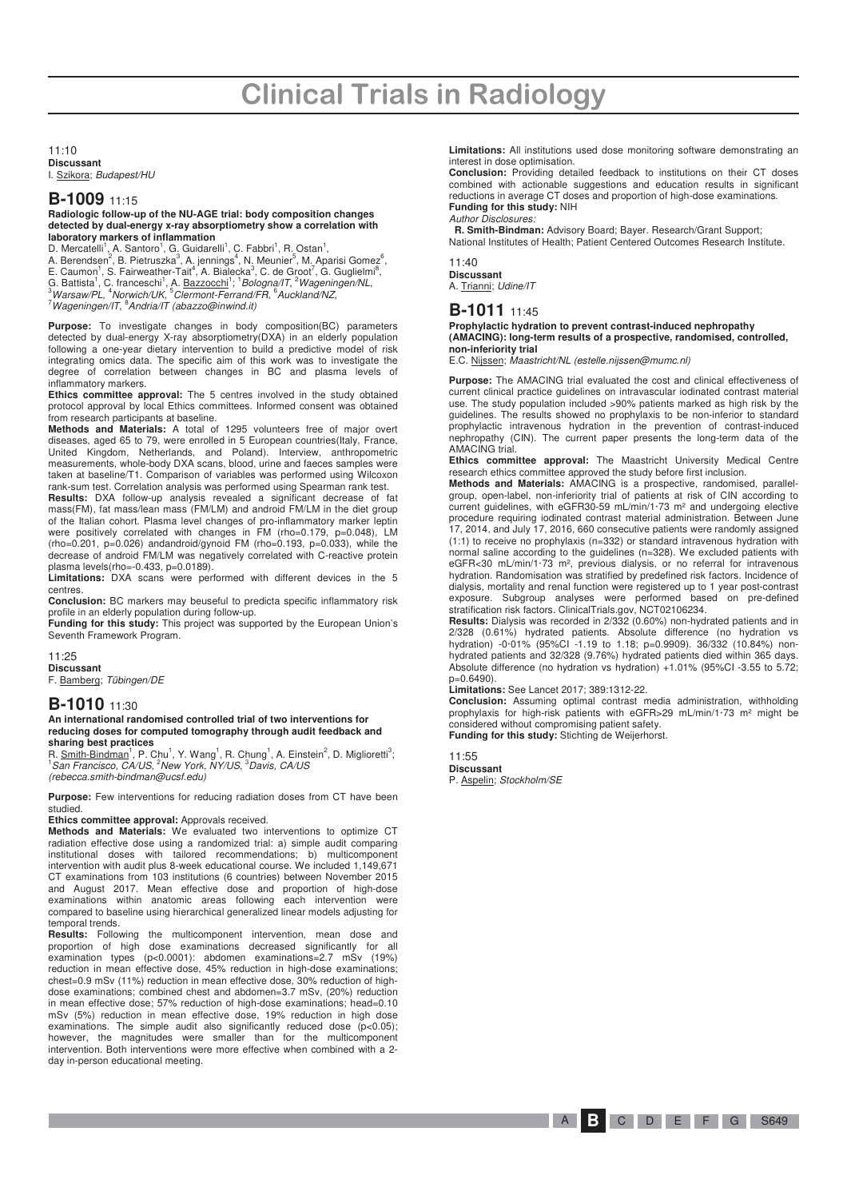# Clinical Trials in Radiology

11:10

**Discussant**

I. Szikora; *Budapest/HU*

## B-1009 11:15

### Radiologic follow-up of the NU-AGE trial: body composition changes detected by dual-energy x-ray absorptiometry show a correlation with laboratory markers of inflammation

D. Mercatelli[1], A. Santoro[1], G. Guidarelli[1], C. Fabbri[1], R. Ostan[1], A. Berendsen[2], B. Pietruszka[3], A. jennings[4], N. Meunier[5], M. Aparisi Gomez[6], E. Caumon[1], S. Fairweather-Tait[4], A. Bialecka[3], C. de Groot[7], G. Guglielmi[8], G. Battista[1], C. franceschi[1], A. Bazzocchi[1]; [1]*Bologna/IT*, [2]*Wageningen/NL*, [3]*Warsaw/PL*, [4]*Norwich/UK*, [5]*Clermont-Ferrand/FR*, [6]*Auckland/NZ*, [7]*Wageningen/IT*, [8]*Andria/IT (abazzo@inwind.it)*

**Purpose:** To investigate changes in body composition(BC) parameters detected by dual-energy X-ray absorptiometry(DXA) in an elderly population following a one-year dietary intervention to build a predictive model of risk integrating omics data. The specific aim of this work was to investigate the degree of correlation between changes in BC and plasma levels of inflammatory markers.

**Ethics committee approval:** The 5 centres involved in the study obtained protocol approval by local Ethics committees. Informed consent was obtained from research participants at baseline.

**Methods and Materials:** A total of 1295 volunteers free of major overt diseases, aged 65 to 79, were enrolled in 5 European countries(Italy, France, United Kingdom, Netherlands, and Poland). Interview, anthropometric measurements, whole-body DXA scans, blood, urine and faeces samples were taken at baseline/T1. Comparison of variables was performed using Wilcoxon rank-sum test. Correlation analysis was performed using Spearman rank test.

**Results:** DXA follow-up analysis revealed a significant decrease of fat mass(FM), fat mass/lean mass (FM/LM) and android FM/LM in the diet group of the Italian cohort. Plasma level changes of pro-inflammatory marker leptin were positively correlated with changes in FM (rho=0.179, p=0.048), LM (rho=0.201, p=0.026) andandroid/gynoid FM (rho=0.193, p=0.033), while the decrease of android FM/LM was negatively correlated with C-reactive protein plasma levels(rho=-0.433, p=0.0189).

**Limitations:** DXA scans were performed with different devices in the 5 centres.

**Conclusion:** BC markers may beuseful to predicta specific inflammatory risk profile in an elderly population during follow-up.

**Funding for this study:** This project was supported by the European Union's Seventh Framework Program.

11:25

**Discussant**

F. Bamberg; *Tübingen/DE*

## B-1010 11:30

### An international randomised controlled trial of two interventions for reducing doses for computed tomography through audit feedback and sharing best practices

R. Smith-Bindman[1], P. Chu[1], Y. Wang[1], R. Chung[1], A. Einstein[2], D. Miglioretti[3]; [1]*San Francisco, CA/US*, [2]*New York, NY/US*, [3]*Davis, CA/US (rebecca.smith-bindman@ucsf.edu)*

**Purpose:** Few interventions for reducing radiation doses from CT have been studied.

**Ethics committee approval:** Approvals received.

**Methods and Materials:** We evaluated two interventions to optimize CT radiation effective dose using a randomized trial: a) simple audit comparing institutional doses with tailored recommendations; b) multicomponent intervention with audit plus 8-week educational course. We included 1,149,671 CT examinations from 103 institutions (6 countries) between November 2015 and August 2017. Mean effective dose and proportion of high-dose examinations within anatomic areas following each intervention were compared to baseline using hierarchical generalized linear models adjusting for temporal trends.

**Results:** Following the multicomponent intervention, mean dose and proportion of high dose examinations decreased significantly for all examination types (p<0.0001): abdomen examinations=2.7 mSv (19%) reduction in mean effective dose, 45% reduction in high-dose examinations; chest=0.9 mSv (11%) reduction in mean effective dose, 30% reduction of high-dose examinations; combined chest and abdomen=3.7 mSv, (20%) reduction in mean effective dose; 57% reduction of high-dose examinations; head=0.10 mSv (5%) reduction in mean effective dose, 19% reduction in high dose examinations. The simple audit also significantly reduced dose (p<0.05); however, the magnitudes were smaller than for the multicomponent intervention. Both interventions were more effective when combined with a 2-day in-person educational meeting.

**Limitations:** All institutions used dose monitoring software demonstrating an interest in dose optimisation.

**Conclusion:** Providing detailed feedback to institutions on their CT doses combined with actionable suggestions and education results in significant reductions in average CT doses and proportion of high-dose examinations.

**Funding for this study:** NIH

*Author Disclosures:*

**R. Smith-Bindman:** Advisory Board; Bayer. Research/Grant Support; National Institutes of Health; Patient Centered Outcomes Research Institute.

11:40

**Discussant**

A. Trianni; *Udine/IT*

## B-1011 11:45

### Prophylactic hydration to prevent contrast-induced nephropathy (AMACING): long-term results of a prospective, randomised, controlled, non-inferiority trial

E.C. Nijssen; *Maastricht/NL (estelle.nijssen@mumc.nl)*

**Purpose:** The AMACING trial evaluated the cost and clinical effectiveness of current clinical practice guidelines on intravascular iodinated contrast material use. The study population included >90% patients marked as high risk by the guidelines. The results showed no prophylaxis to be non-inferior to standard prophylactic intravenous hydration in the prevention of contrast-induced nephropathy (CIN). The current paper presents the long-term data of the AMACING trial.

**Ethics committee approval:** The Maastricht University Medical Centre research ethics committee approved the study before first inclusion.

**Methods and Materials:** AMACING is a prospective, randomised, parallel-group, open-label, non-inferiority trial of patients at risk of CIN according to current guidelines, with eGFR30-59 mL/min/1·73 m² and undergoing elective procedure requiring iodinated contrast material administration. Between June 17, 2014, and July 17, 2016, 660 consecutive patients were randomly assigned (1:1) to receive no prophylaxis (n=332) or standard intravenous hydration with normal saline according to the guidelines (n=328). We excluded patients with eGFR<30 mL/min/1·73 m², previous dialysis, or no referral for intravenous hydration. Randomisation was stratified by predefined risk factors. Incidence of dialysis, mortality and renal function were registered up to 1 year post-contrast exposure. Subgroup analyses were performed based on pre-defined stratification risk factors. ClinicalTrials.gov, NCT02106234.

**Results:** Dialysis was recorded in 2/332 (0.60%) non-hydrated patients and in 2/328 (0.61%) hydrated patients. Absolute difference (no hydration vs hydration) -0·01% (95%CI -1.19 to 1.18; p=0.9909). 36/332 (10.84%) non-hydrated patients and 32/328 (9.76%) hydrated patients died within 365 days. Absolute difference (no hydration vs hydration) +1.01% (95%CI -3.55 to 5.72; p=0.6490).

**Limitations:** See Lancet 2017; 389:1312-22.

**Conclusion:** Assuming optimal contrast media administration, withholding prophylaxis for high-risk patients with eGFR>29 mL/min/1·73 m² might be considered without compromising patient safety.

**Funding for this study:** Stichting de Weijerhorst.

11:55

**Discussant**

P. Aspelin; *Stockholm/SE*